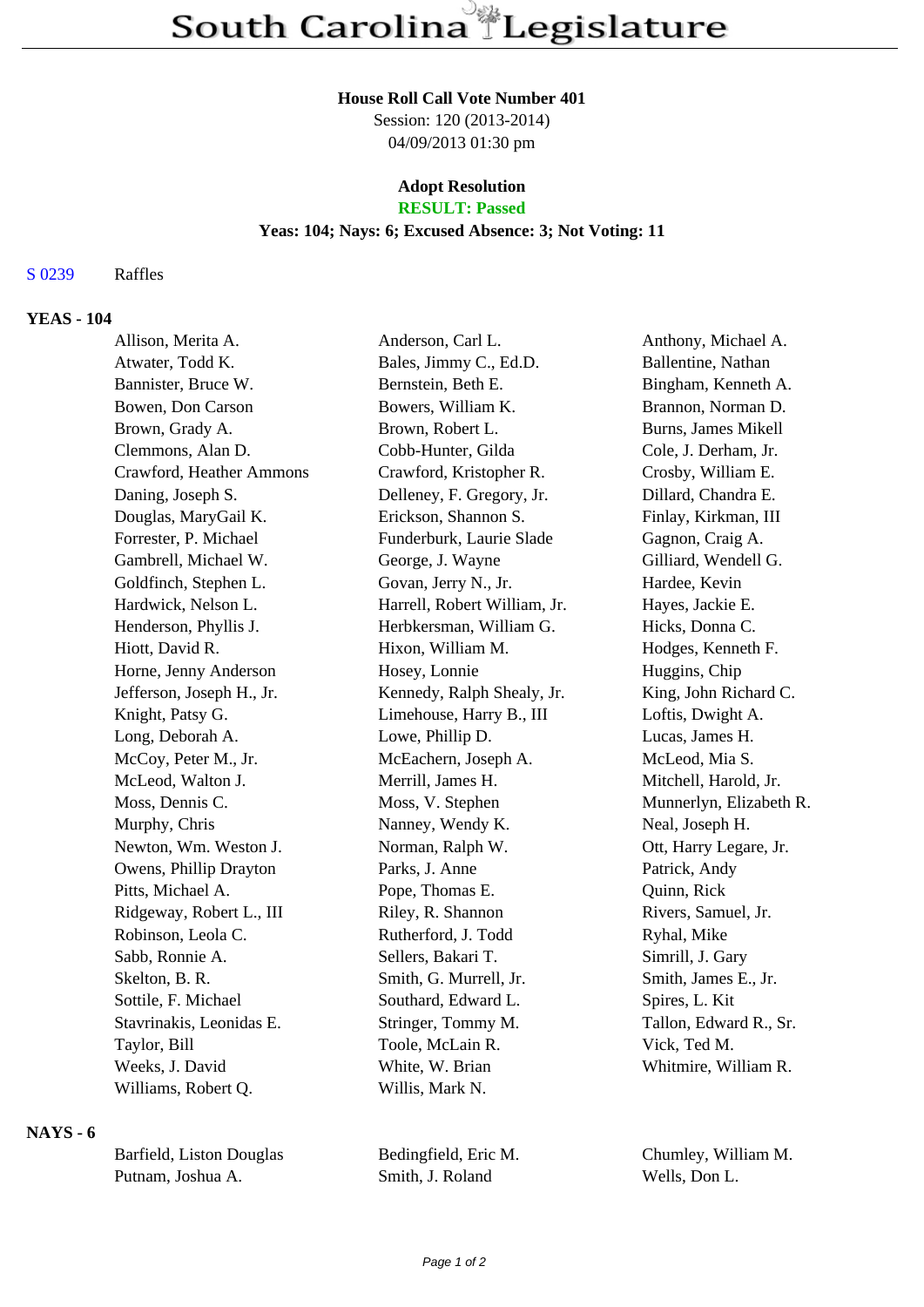# South Carolina Legislature

**House Roll Call Vote Number 401**
Session: 120 (2013-2014)
04/09/2013 01:30 pm

**Adopt Resolution**
**RESULT: Passed**
**Yeas: 104; Nays: 6; Excused Absence: 3; Not Voting: 11**

S 0239 Raffles

## YEAS - 104

| | | |
|---|---|---|
| Allison, Merita A. | Anderson, Carl L. | Anthony, Michael A. |
| Atwater, Todd K. | Bales, Jimmy C., Ed.D. | Ballentine, Nathan |
| Bannister, Bruce W. | Bernstein, Beth E. | Bingham, Kenneth A. |
| Bowen, Don Carson | Bowers, William K. | Brannon, Norman D. |
| Brown, Grady A. | Brown, Robert L. | Burns, James Mikell |
| Clemmons, Alan D. | Cobb-Hunter, Gilda | Cole, J. Derham, Jr. |
| Crawford, Heather Ammons | Crawford, Kristopher R. | Crosby, William E. |
| Daning, Joseph S. | Delleney, F. Gregory, Jr. | Dillard, Chandra E. |
| Douglas, MaryGail K. | Erickson, Shannon S. | Finlay, Kirkman, III |
| Forrester, P. Michael | Funderburk, Laurie Slade | Gagnon, Craig A. |
| Gambrell, Michael W. | George, J. Wayne | Gilliard, Wendell G. |
| Goldfinch, Stephen L. | Govan, Jerry N., Jr. | Hardee, Kevin |
| Hardwick, Nelson L. | Harrell, Robert William, Jr. | Hayes, Jackie E. |
| Henderson, Phyllis J. | Herbkersman, William G. | Hicks, Donna C. |
| Hiott, David R. | Hixon, William M. | Hodges, Kenneth F. |
| Horne, Jenny Anderson | Hosey, Lonnie | Huggins, Chip |
| Jefferson, Joseph H., Jr. | Kennedy, Ralph Shealy, Jr. | King, John Richard C. |
| Knight, Patsy G. | Limehouse, Harry B., III | Loftis, Dwight A. |
| Long, Deborah A. | Lowe, Phillip D. | Lucas, James H. |
| McCoy, Peter M., Jr. | McEachern, Joseph A. | McLeod, Mia S. |
| McLeod, Walton J. | Merrill, James H. | Mitchell, Harold, Jr. |
| Moss, Dennis C. | Moss, V. Stephen | Munnerlyn, Elizabeth R. |
| Murphy, Chris | Nanney, Wendy K. | Neal, Joseph H. |
| Newton, Wm. Weston J. | Norman, Ralph W. | Ott, Harry Legare, Jr. |
| Owens, Phillip Drayton | Parks, J. Anne | Patrick, Andy |
| Pitts, Michael A. | Pope, Thomas E. | Quinn, Rick |
| Ridgeway, Robert L., III | Riley, R. Shannon | Rivers, Samuel, Jr. |
| Robinson, Leola C. | Rutherford, J. Todd | Ryhal, Mike |
| Sabb, Ronnie A. | Sellers, Bakari T. | Simrill, J. Gary |
| Skelton, B. R. | Smith, G. Murrell, Jr. | Smith, James E., Jr. |
| Sottile, F. Michael | Southard, Edward L. | Spires, L. Kit |
| Stavrinakis, Leonidas E. | Stringer, Tommy M. | Tallon, Edward R., Sr. |
| Taylor, Bill | Toole, McLain R. | Vick, Ted M. |
| Weeks, J. David | White, W. Brian | Whitmire, William R. |
| Williams, Robert Q. | Willis, Mark N. | |

## NAYS - 6

| | | |
|---|---|---|
| Barfield, Liston Douglas | Bedingfield, Eric M. | Chumley, William M. |
| Putnam, Joshua A. | Smith, J. Roland | Wells, Don L. |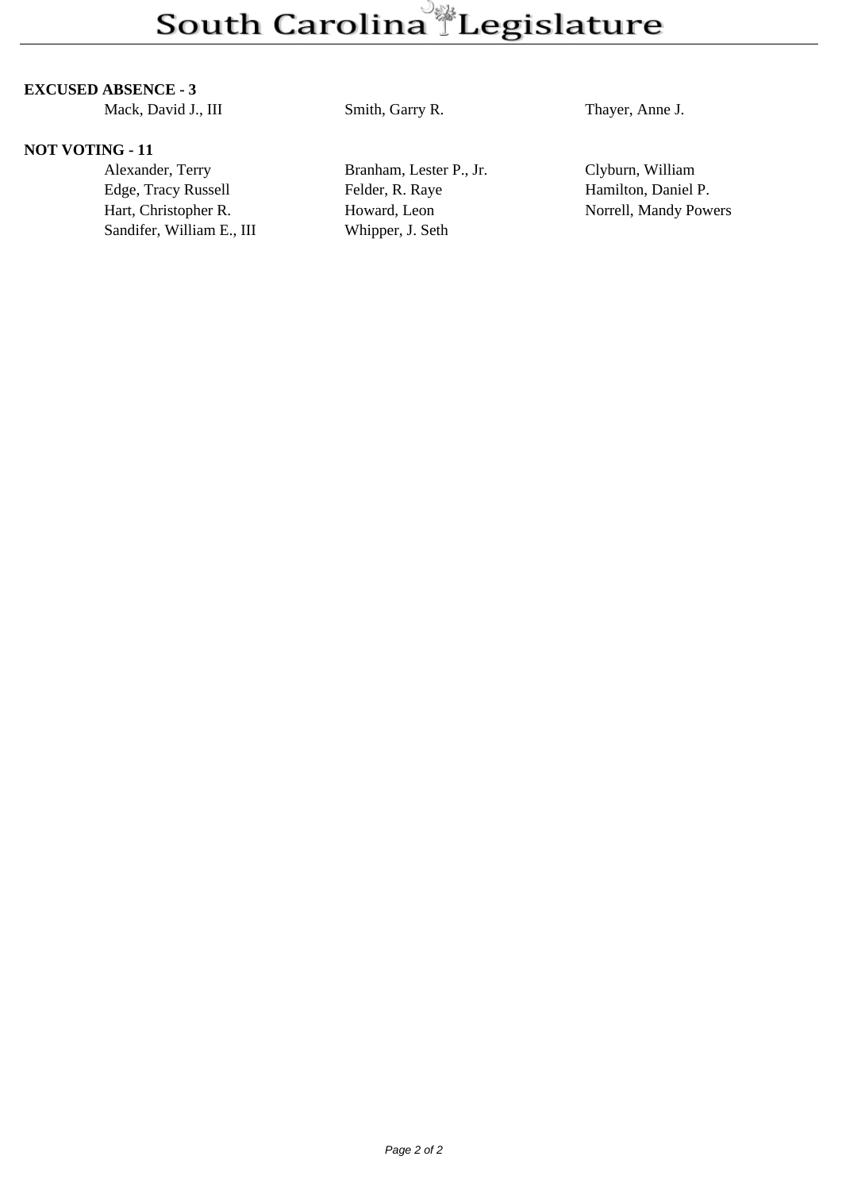**EXCUSED ABSENCE - 3**

| | | |
|---|---|---|
| Mack, David J., III | Smith, Garry R. | Thayer, Anne J. |

**NOT VOTING - 11**

| | | |
|---|---|---|
| Alexander, Terry | Branham, Lester P., Jr. | Clyburn, William |
| Edge, Tracy Russell | Felder, R. Raye | Hamilton, Daniel P. |
| Hart, Christopher R. | Howard, Leon | Norrell, Mandy Powers |
| Sandifer, William E., III | Whipper, J. Seth | |